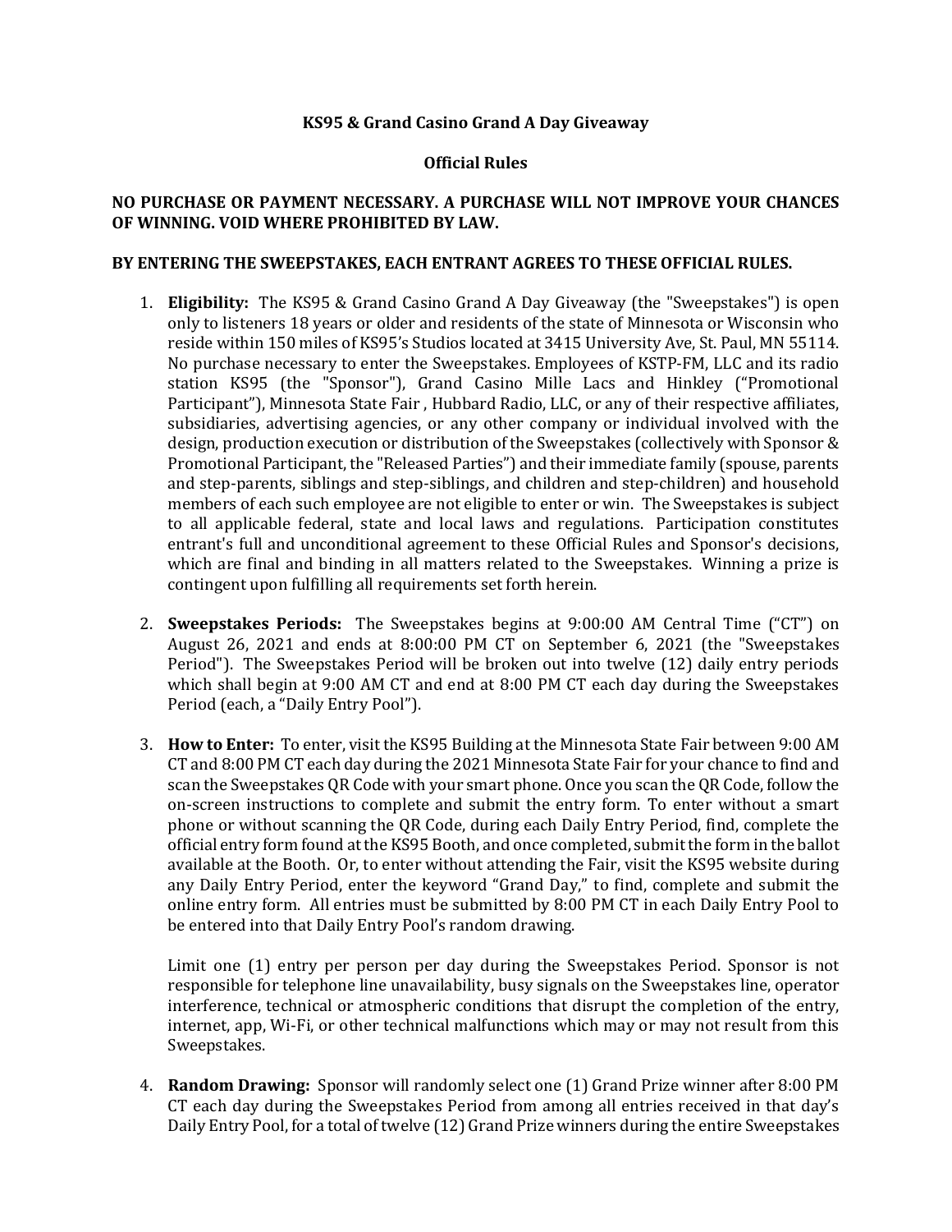**KS95 & Grand Casino Grand A Day Giveaway**

**Official Rules**

**NO PURCHASE OR PAYMENT NECESSARY. A PURCHASE WILL NOT IMPROVE YOUR CHANCES OF WINNING. VOID WHERE PROHIBITED BY LAW.**

**BY ENTERING THE SWEEPSTAKES, EACH ENTRANT AGREES TO THESE OFFICIAL RULES.**

1. **Eligibility:** The KS95 & Grand Casino Grand A Day Giveaway (the "Sweepstakes") is open only to listeners 18 years or older and residents of the state of Minnesota or Wisconsin who reside within 150 miles of KS95's Studios located at 3415 University Ave, St. Paul, MN 55114. No purchase necessary to enter the Sweepstakes. Employees of KSTP-FM, LLC and its radio station KS95 (the "Sponsor"), Grand Casino Mille Lacs and Hinkley ("Promotional Participant"), Minnesota State Fair , Hubbard Radio, LLC, or any of their respective affiliates, subsidiaries, advertising agencies, or any other company or individual involved with the design, production execution or distribution of the Sweepstakes (collectively with Sponsor & Promotional Participant, the "Released Parties") and their immediate family (spouse, parents and step-parents, siblings and step-siblings, and children and step-children) and household members of each such employee are not eligible to enter or win. The Sweepstakes is subject to all applicable federal, state and local laws and regulations. Participation constitutes entrant's full and unconditional agreement to these Official Rules and Sponsor's decisions, which are final and binding in all matters related to the Sweepstakes. Winning a prize is contingent upon fulfilling all requirements set forth herein.

2. **Sweepstakes Periods:** The Sweepstakes begins at 9:00:00 AM Central Time ("CT") on August 26, 2021 and ends at 8:00:00 PM CT on September 6, 2021 (the "Sweepstakes Period"). The Sweepstakes Period will be broken out into twelve (12) daily entry periods which shall begin at 9:00 AM CT and end at 8:00 PM CT each day during the Sweepstakes Period (each, a "Daily Entry Pool").

3. **How to Enter:** To enter, visit the KS95 Building at the Minnesota State Fair between 9:00 AM CT and 8:00 PM CT each day during the 2021 Minnesota State Fair for your chance to find and scan the Sweepstakes QR Code with your smart phone. Once you scan the QR Code, follow the on-screen instructions to complete and submit the entry form. To enter without a smart phone or without scanning the QR Code, during each Daily Entry Period, find, complete the official entry form found at the KS95 Booth, and once completed, submit the form in the ballot available at the Booth. Or, to enter without attending the Fair, visit the KS95 website during any Daily Entry Period, enter the keyword "Grand Day," to find, complete and submit the online entry form. All entries must be submitted by 8:00 PM CT in each Daily Entry Pool to be entered into that Daily Entry Pool's random drawing.

   Limit one (1) entry per person per day during the Sweepstakes Period. Sponsor is not responsible for telephone line unavailability, busy signals on the Sweepstakes line, operator interference, technical or atmospheric conditions that disrupt the completion of the entry, internet, app, Wi-Fi, or other technical malfunctions which may or may not result from this Sweepstakes.

4. **Random Drawing:** Sponsor will randomly select one (1) Grand Prize winner after 8:00 PM CT each day during the Sweepstakes Period from among all entries received in that day's Daily Entry Pool, for a total of twelve (12) Grand Prize winners during the entire Sweepstakes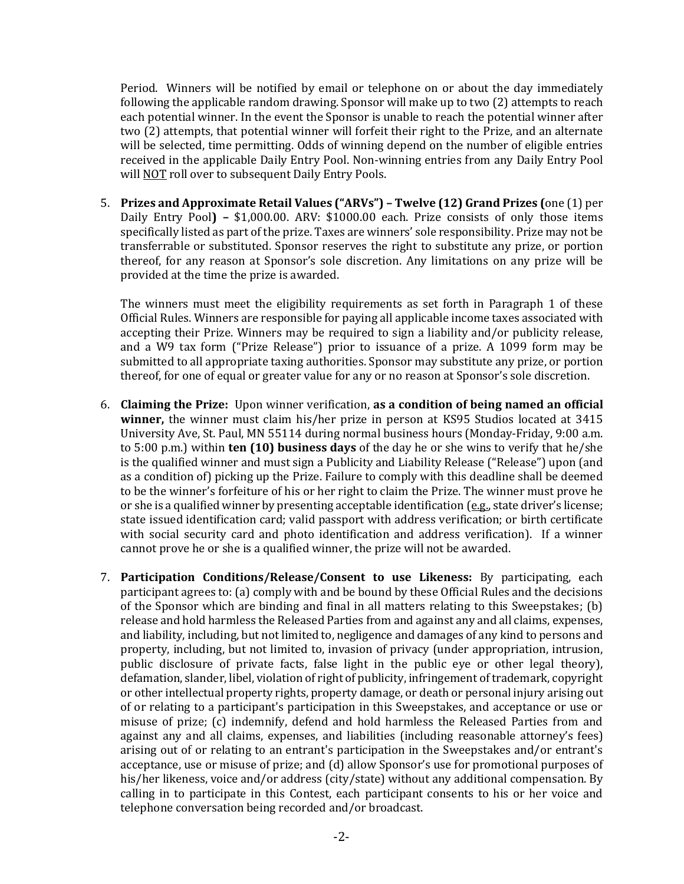Period. Winners will be notified by email or telephone on or about the day immediately following the applicable random drawing. Sponsor will make up to two (2) attempts to reach each potential winner. In the event the Sponsor is unable to reach the potential winner after two (2) attempts, that potential winner will forfeit their right to the Prize, and an alternate will be selected, time permitting. Odds of winning depend on the number of eligible entries received in the applicable Daily Entry Pool. Non-winning entries from any Daily Entry Pool will NOT roll over to subsequent Daily Entry Pools.

5. **Prizes and Approximate Retail Values ("ARVs") – Twelve (12) Grand Prizes (**one (1) per Daily Entry Pool**) –** $1,000.00. ARV: $1000.00 each. Prize consists of only those items specifically listed as part of the prize. Taxes are winners' sole responsibility. Prize may not be transferrable or substituted. Sponsor reserves the right to substitute any prize, or portion thereof, for any reason at Sponsor's sole discretion. Any limitations on any prize will be provided at the time the prize is awarded.

   The winners must meet the eligibility requirements as set forth in Paragraph 1 of these Official Rules. Winners are responsible for paying all applicable income taxes associated with accepting their Prize. Winners may be required to sign a liability and/or publicity release, and a W9 tax form ("Prize Release") prior to issuance of a prize. A 1099 form may be submitted to all appropriate taxing authorities. Sponsor may substitute any prize, or portion thereof, for one of equal or greater value for any or no reason at Sponsor's sole discretion.

6. **Claiming the Prize:** Upon winner verification, **as a condition of being named an official winner,** the winner must claim his/her prize in person at KS95 Studios located at 3415 University Ave, St. Paul, MN 55114 during normal business hours (Monday-Friday, 9:00 a.m. to 5:00 p.m.) within **ten (10) business days** of the day he or she wins to verify that he/she is the qualified winner and must sign a Publicity and Liability Release ("Release") upon (and as a condition of) picking up the Prize. Failure to comply with this deadline shall be deemed to be the winner's forfeiture of his or her right to claim the Prize. The winner must prove he or she is a qualified winner by presenting acceptable identification (e.g., state driver's license; state issued identification card; valid passport with address verification; or birth certificate with social security card and photo identification and address verification). If a winner cannot prove he or she is a qualified winner, the prize will not be awarded.

7. **Participation Conditions/Release/Consent to use Likeness:** By participating, each participant agrees to: (a) comply with and be bound by these Official Rules and the decisions of the Sponsor which are binding and final in all matters relating to this Sweepstakes; (b) release and hold harmless the Released Parties from and against any and all claims, expenses, and liability, including, but not limited to, negligence and damages of any kind to persons and property, including, but not limited to, invasion of privacy (under appropriation, intrusion, public disclosure of private facts, false light in the public eye or other legal theory), defamation, slander, libel, violation of right of publicity, infringement of trademark, copyright or other intellectual property rights, property damage, or death or personal injury arising out of or relating to a participant's participation in this Sweepstakes, and acceptance or use or misuse of prize; (c) indemnify, defend and hold harmless the Released Parties from and against any and all claims, expenses, and liabilities (including reasonable attorney's fees) arising out of or relating to an entrant's participation in the Sweepstakes and/or entrant's acceptance, use or misuse of prize; and (d) allow Sponsor's use for promotional purposes of his/her likeness, voice and/or address (city/state) without any additional compensation. By calling in to participate in this Contest, each participant consents to his or her voice and telephone conversation being recorded and/or broadcast.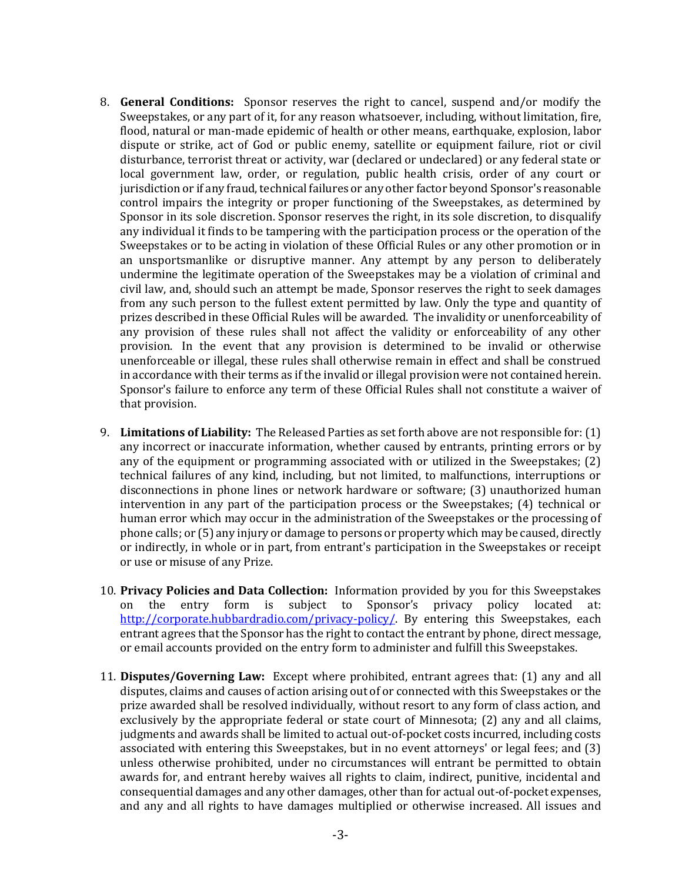8. **General Conditions:** Sponsor reserves the right to cancel, suspend and/or modify the Sweepstakes, or any part of it, for any reason whatsoever, including, without limitation, fire, flood, natural or man-made epidemic of health or other means, earthquake, explosion, labor dispute or strike, act of God or public enemy, satellite or equipment failure, riot or civil disturbance, terrorist threat or activity, war (declared or undeclared) or any federal state or local government law, order, or regulation, public health crisis, order of any court or jurisdiction or if any fraud, technical failures or any other factor beyond Sponsor's reasonable control impairs the integrity or proper functioning of the Sweepstakes, as determined by Sponsor in its sole discretion. Sponsor reserves the right, in its sole discretion, to disqualify any individual it finds to be tampering with the participation process or the operation of the Sweepstakes or to be acting in violation of these Official Rules or any other promotion or in an unsportsmanlike or disruptive manner. Any attempt by any person to deliberately undermine the legitimate operation of the Sweepstakes may be a violation of criminal and civil law, and, should such an attempt be made, Sponsor reserves the right to seek damages from any such person to the fullest extent permitted by law. Only the type and quantity of prizes described in these Official Rules will be awarded. The invalidity or unenforceability of any provision of these rules shall not affect the validity or enforceability of any other provision. In the event that any provision is determined to be invalid or otherwise unenforceable or illegal, these rules shall otherwise remain in effect and shall be construed in accordance with their terms as if the invalid or illegal provision were not contained herein. Sponsor's failure to enforce any term of these Official Rules shall not constitute a waiver of that provision.

9. **Limitations of Liability:** The Released Parties as set forth above are not responsible for: (1) any incorrect or inaccurate information, whether caused by entrants, printing errors or by any of the equipment or programming associated with or utilized in the Sweepstakes; (2) technical failures of any kind, including, but not limited, to malfunctions, interruptions or disconnections in phone lines or network hardware or software; (3) unauthorized human intervention in any part of the participation process or the Sweepstakes; (4) technical or human error which may occur in the administration of the Sweepstakes or the processing of phone calls; or (5) any injury or damage to persons or property which may be caused, directly or indirectly, in whole or in part, from entrant's participation in the Sweepstakes or receipt or use or misuse of any Prize.

10. **Privacy Policies and Data Collection:** Information provided by you for this Sweepstakes on the entry form is subject to Sponsor's privacy policy located at: [http://corporate.hubbardradio.com/privacy-policy/](http://corporate.hubbardradio.com/privacy-policy/). By entering this Sweepstakes, each entrant agrees that the Sponsor has the right to contact the entrant by phone, direct message, or email accounts provided on the entry form to administer and fulfill this Sweepstakes.

11. **Disputes/Governing Law:** Except where prohibited, entrant agrees that: (1) any and all disputes, claims and causes of action arising out of or connected with this Sweepstakes or the prize awarded shall be resolved individually, without resort to any form of class action, and exclusively by the appropriate federal or state court of Minnesota; (2) any and all claims, judgments and awards shall be limited to actual out-of-pocket costs incurred, including costs associated with entering this Sweepstakes, but in no event attorneys' or legal fees; and (3) unless otherwise prohibited, under no circumstances will entrant be permitted to obtain awards for, and entrant hereby waives all rights to claim, indirect, punitive, incidental and consequential damages and any other damages, other than for actual out-of-pocket expenses, and any and all rights to have damages multiplied or otherwise increased. All issues and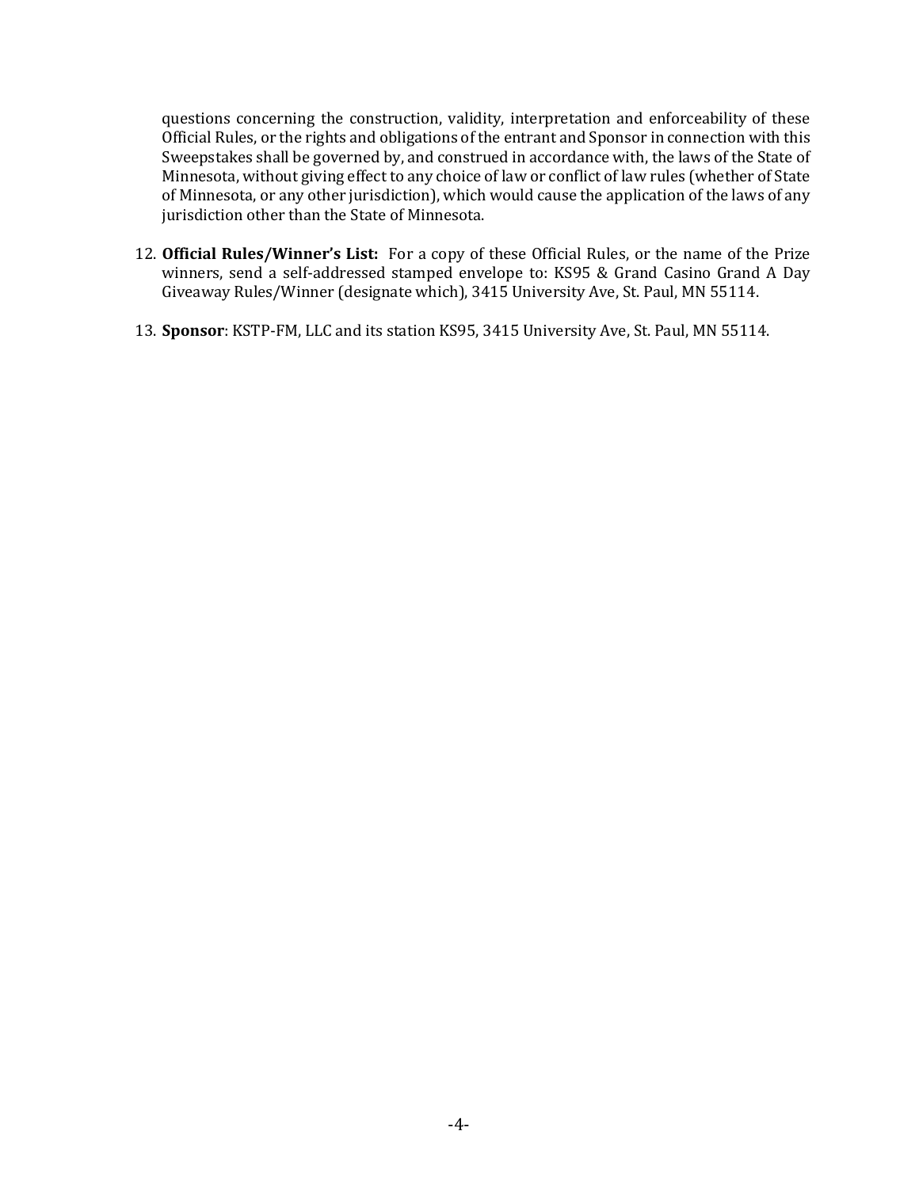questions concerning the construction, validity, interpretation and enforceability of these Official Rules, or the rights and obligations of the entrant and Sponsor in connection with this Sweepstakes shall be governed by, and construed in accordance with, the laws of the State of Minnesota, without giving effect to any choice of law or conflict of law rules (whether of State of Minnesota, or any other jurisdiction), which would cause the application of the laws of any jurisdiction other than the State of Minnesota.

12. **Official Rules/Winner's List:** For a copy of these Official Rules, or the name of the Prize winners, send a self-addressed stamped envelope to: KS95 & Grand Casino Grand A Day Giveaway Rules/Winner (designate which), 3415 University Ave, St. Paul, MN 55114.

13. **Sponsor**: KSTP-FM, LLC and its station KS95, 3415 University Ave, St. Paul, MN 55114.